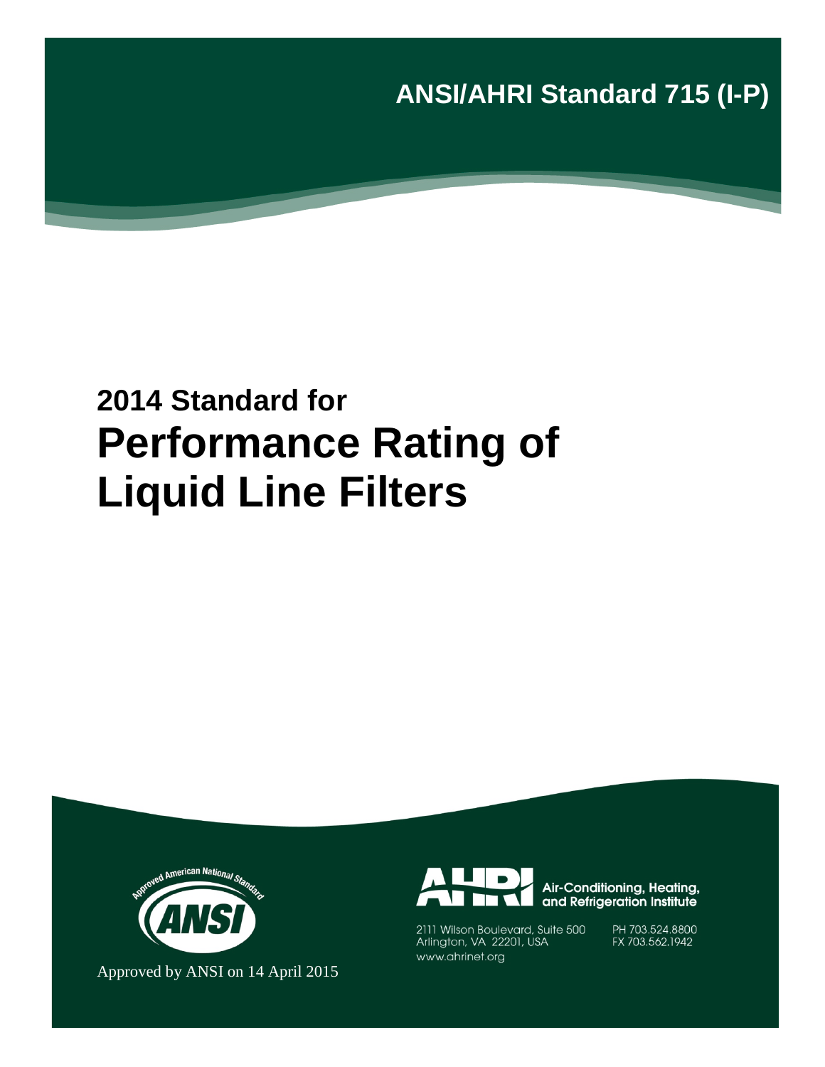**ANSI/AHRI Standard 715 (I-P)**

## 2014 Standard for

# Performance Rating of Liquid Line Filters

Approved by ANSI on 14 April 2015

Air-Conditioning, Heating, and Refrigeration Institute

2111 Wilson Boulevard, Suite 500
Arlington, VA 22201, USA
www.ahrinet.org

PH 703.524.8800
FX 703.562.1942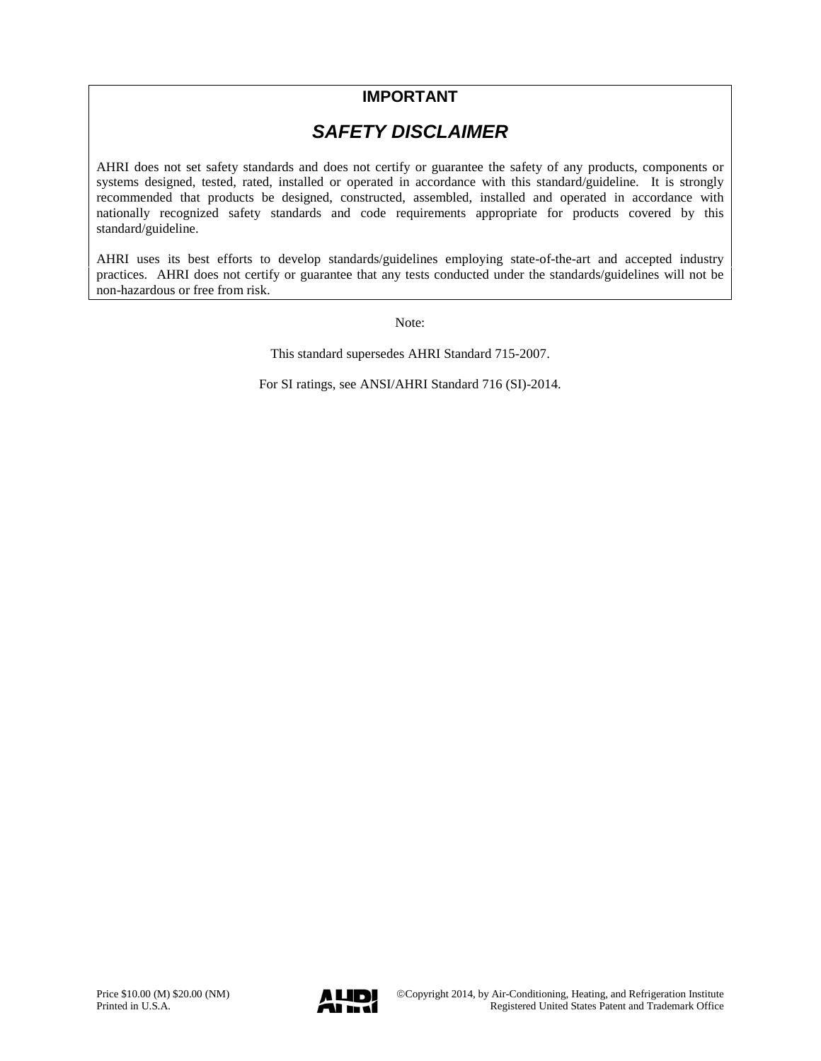**IMPORTANT**

***SAFETY DISCLAIMER***

AHRI does not set safety standards and does not certify or guarantee the safety of any products, components or systems designed, tested, rated, installed or operated in accordance with this standard/guideline. It is strongly recommended that products be designed, constructed, assembled, installed and operated in accordance with nationally recognized safety standards and code requirements appropriate for products covered by this standard/guideline.

AHRI uses its best efforts to develop standards/guidelines employing state-of-the-art and accepted industry practices. AHRI does not certify or guarantee that any tests conducted under the standards/guidelines will not be non-hazardous or free from risk.

Note:

This standard supersedes AHRI Standard 715-2007.

For SI ratings, see ANSI/AHRI Standard 716 (SI)-2014.

Price $10.00 (M) $20.00 (NM)
Printed in U.S.A.

©Copyright 2014, by Air-Conditioning, Heating, and Refrigeration Institute
Registered United States Patent and Trademark Office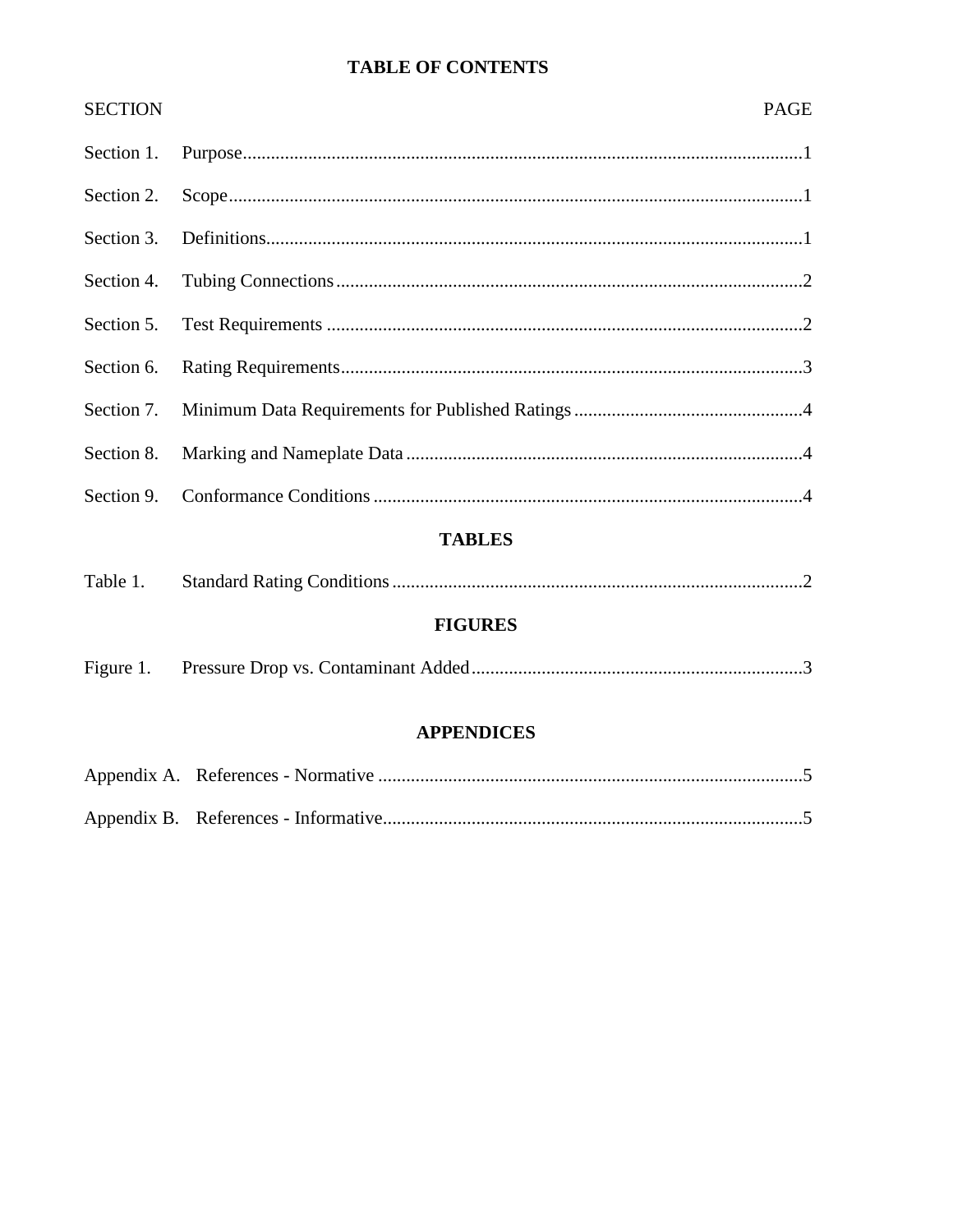## TABLE OF CONTENTS

| SECTION | | PAGE |
|---|---|---|
| Section 1. | Purpose | 1 |
| Section 2. | Scope | 1 |
| Section 3. | Definitions | 1 |
| Section 4. | Tubing Connections | 2 |
| Section 5. | Test Requirements | 2 |
| Section 6. | Rating Requirements | 3 |
| Section 7. | Minimum Data Requirements for Published Ratings | 4 |
| Section 8. | Marking and Nameplate Data | 4 |
| Section 9. | Conformance Conditions | 4 |

### TABLES

| | | |
|---|---|---|
| Table 1. | Standard Rating Conditions | 2 |

### FIGURES

| | | |
|---|---|---|
| Figure 1. | Pressure Drop vs. Contaminant Added | 3 |

### APPENDICES

| | | |
|---|---|---|
| Appendix A. | References - Normative | 5 |
| Appendix B. | References - Informative | 5 |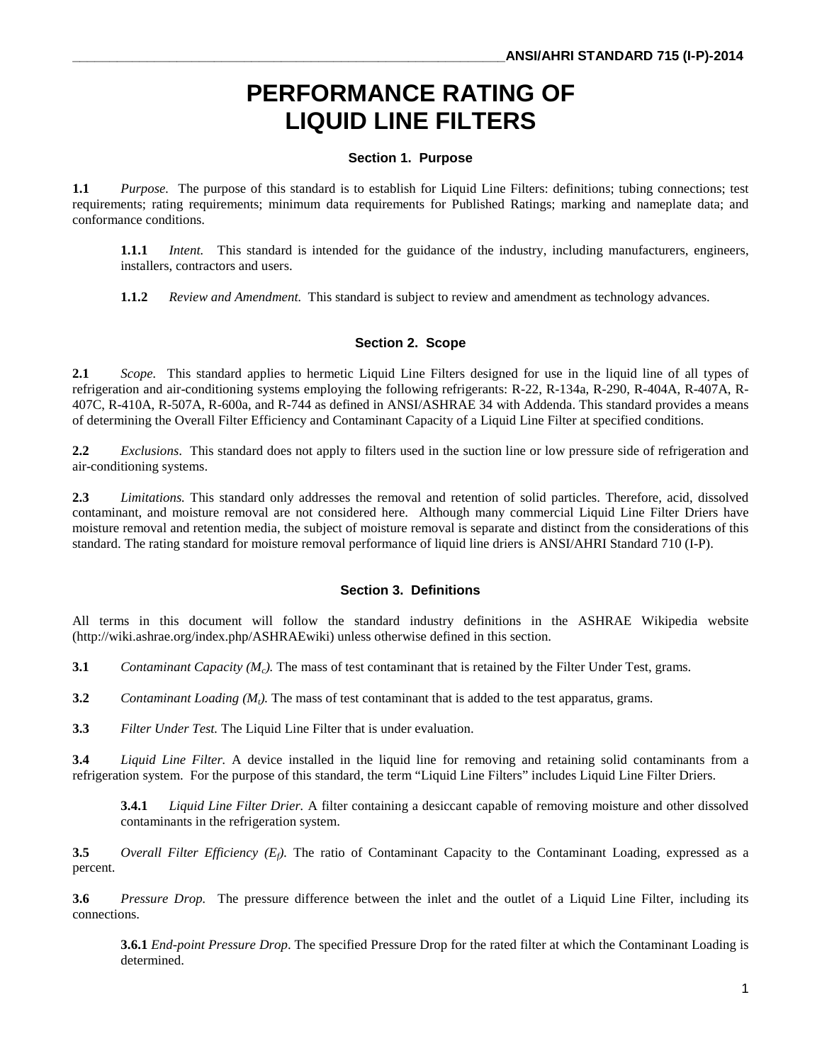# PERFORMANCE RATING OF LIQUID LINE FILTERS

## Section 1. Purpose

**1.1** *Purpose.* The purpose of this standard is to establish for Liquid Line Filters: definitions; tubing connections; test requirements; rating requirements; minimum data requirements for Published Ratings; marking and nameplate data; and conformance conditions.

> **1.1.1** *Intent.* This standard is intended for the guidance of the industry, including manufacturers, engineers, installers, contractors and users.
>
> **1.1.2** *Review and Amendment.* This standard is subject to review and amendment as technology advances.

## Section 2. Scope

**2.1** *Scope.* This standard applies to hermetic Liquid Line Filters designed for use in the liquid line of all types of refrigeration and air-conditioning systems employing the following refrigerants: R-22, R-134a, R-290, R-404A, R-407A, R-407C, R-410A, R-507A, R-600a, and R-744 as defined in ANSI/ASHRAE 34 with Addenda. This standard provides a means of determining the Overall Filter Efficiency and Contaminant Capacity of a Liquid Line Filter at specified conditions.

**2.2** *Exclusions.* This standard does not apply to filters used in the suction line or low pressure side of refrigeration and air-conditioning systems.

**2.3** *Limitations.* This standard only addresses the removal and retention of solid particles. Therefore, acid, dissolved contaminant, and moisture removal are not considered here. Although many commercial Liquid Line Filter Driers have moisture removal and retention media, the subject of moisture removal is separate and distinct from the considerations of this standard. The rating standard for moisture removal performance of liquid line driers is ANSI/AHRI Standard 710 (I-P).

## Section 3. Definitions

All terms in this document will follow the standard industry definitions in the ASHRAE Wikipedia website (http://wiki.ashrae.org/index.php/ASHRAEwiki) unless otherwise defined in this section.

**3.1** *Contaminant Capacity ($M_c$).* The mass of test contaminant that is retained by the Filter Under Test, grams.

**3.2** *Contaminant Loading ($M_t$).* The mass of test contaminant that is added to the test apparatus, grams.

**3.3** *Filter Under Test.* The Liquid Line Filter that is under evaluation.

**3.4** *Liquid Line Filter.* A device installed in the liquid line for removing and retaining solid contaminants from a refrigeration system. For the purpose of this standard, the term "Liquid Line Filters" includes Liquid Line Filter Driers.

> **3.4.1** *Liquid Line Filter Drier.* A filter containing a desiccant capable of removing moisture and other dissolved contaminants in the refrigeration system.

**3.5** *Overall Filter Efficiency ($E_f$).* The ratio of Contaminant Capacity to the Contaminant Loading, expressed as a percent.

**3.6** *Pressure Drop.* The pressure difference between the inlet and the outlet of a Liquid Line Filter, including its connections.

> **3.6.1** *End-point Pressure Drop*. The specified Pressure Drop for the rated filter at which the Contaminant Loading is determined.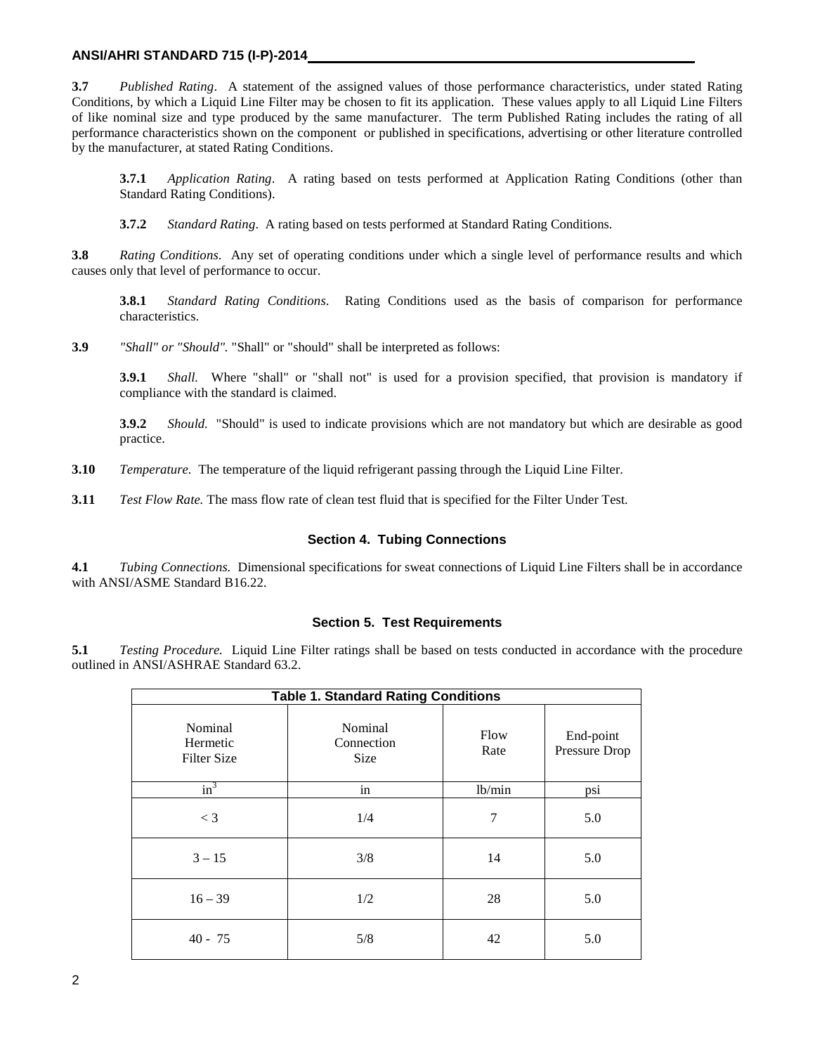**3.7** *Published Rating*. A statement of the assigned values of those performance characteristics, under stated Rating Conditions, by which a Liquid Line Filter may be chosen to fit its application. These values apply to all Liquid Line Filters of like nominal size and type produced by the same manufacturer. The term Published Rating includes the rating of all performance characteristics shown on the component or published in specifications, advertising or other literature controlled by the manufacturer, at stated Rating Conditions.

> **3.7.1** *Application Rating*. A rating based on tests performed at Application Rating Conditions (other than Standard Rating Conditions).
>
> **3.7.2** *Standard Rating*. A rating based on tests performed at Standard Rating Conditions.

**3.8** *Rating Conditions*. Any set of operating conditions under which a single level of performance results and which causes only that level of performance to occur.

> **3.8.1** *Standard Rating Conditions*. Rating Conditions used as the basis of comparison for performance characteristics.

**3.9** *"Shall" or "Should"*. "Shall" or "should" shall be interpreted as follows:

> **3.9.1** *Shall.* Where "shall" or "shall not" is used for a provision specified, that provision is mandatory if compliance with the standard is claimed.
>
> **3.9.2** *Should.* "Should" is used to indicate provisions which are not mandatory but which are desirable as good practice.

**3.10** *Temperature.* The temperature of the liquid refrigerant passing through the Liquid Line Filter.

**3.11** *Test Flow Rate.* The mass flow rate of clean test fluid that is specified for the Filter Under Test.

## Section 4. Tubing Connections

**4.1** *Tubing Connections.* Dimensional specifications for sweat connections of Liquid Line Filters shall be in accordance with ANSI/ASME Standard B16.22.

## Section 5. Test Requirements

**5.1** *Testing Procedure.* Liquid Line Filter ratings shall be based on tests conducted in accordance with the procedure outlined in ANSI/ASHRAE Standard 63.2.

**Table 1. Standard Rating Conditions**

| Nominal Hermetic Filter Size | Nominal Connection Size | Flow Rate | End-point Pressure Drop |
|---|---|---|---|
| $in^3$ | in | lb/min | psi |
| < 3 | 1/4 | 7 | 5.0 |
| 3 – 15 | 3/8 | 14 | 5.0 |
| 16 – 39 | 1/2 | 28 | 5.0 |
| 40 - 75 | 5/8 | 42 | 5.0 |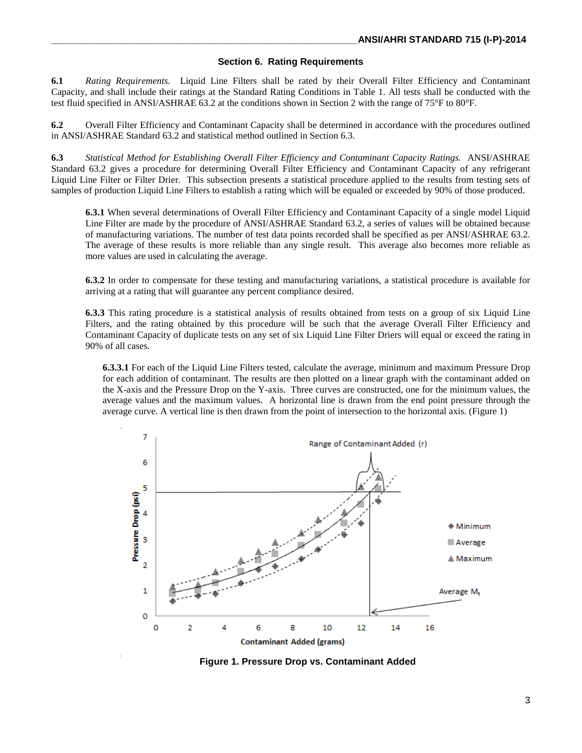## Section 6. Rating Requirements

**6.1** *Rating Requirements.* Liquid Line Filters shall be rated by their Overall Filter Efficiency and Contaminant Capacity, and shall include their ratings at the Standard Rating Conditions in Table 1. All tests shall be conducted with the test fluid specified in ANSI/ASHRAE 63.2 at the conditions shown in Section 2 with the range of 75°F to 80°F.

**6.2** Overall Filter Efficiency and Contaminant Capacity shall be determined in accordance with the procedures outlined in ANSI/ASHRAE Standard 63.2 and statistical method outlined in Section 6.3.

**6.3** *Statistical Method for Establishing Overall Filter Efficiency and Contaminant Capacity Ratings.* ANSI/ASHRAE Standard 63.2 gives a procedure for determining Overall Filter Efficiency and Contaminant Capacity of any refrigerant Liquid Line Filter or Filter Drier. This subsection presents a statistical procedure applied to the results from testing sets of samples of production Liquid Line Filters to establish a rating which will be equaled or exceeded by 90% of those produced.

**6.3.1** When several determinations of Overall Filter Efficiency and Contaminant Capacity of a single model Liquid Line Filter are made by the procedure of ANSI/ASHRAE Standard 63.2, a series of values will be obtained because of manufacturing variations. The number of test data points recorded shall be specified as per ANSI/ASHRAE 63.2. The average of these results is more reliable than any single result. This average also becomes more reliable as more values are used in calculating the average.

**6.3.2** In order to compensate for these testing and manufacturing variations, a statistical procedure is available for arriving at a rating that will guarantee any percent compliance desired.

**6.3.3** This rating procedure is a statistical analysis of results obtained from tests on a group of six Liquid Line Filters, and the rating obtained by this procedure will be such that the average Overall Filter Efficiency and Contaminant Capacity of duplicate tests on any set of six Liquid Line Filter Driers will equal or exceed the rating in 90% of all cases.

**6.3.3.1** For each of the Liquid Line Filters tested, calculate the average, minimum and maximum Pressure Drop for each addition of contaminant. The results are then plotted on a linear graph with the contaminant added on the X-axis and the Pressure Drop on the Y-axis. Three curves are constructed, one for the minimum values, the average values and the maximum values. A horizontal line is drawn from the end point pressure through the average curve. A vertical line is then drawn from the point of intersection to the horizontal axis. (Figure 1)

**Figure 1. Pressure Drop vs. Contaminant Added**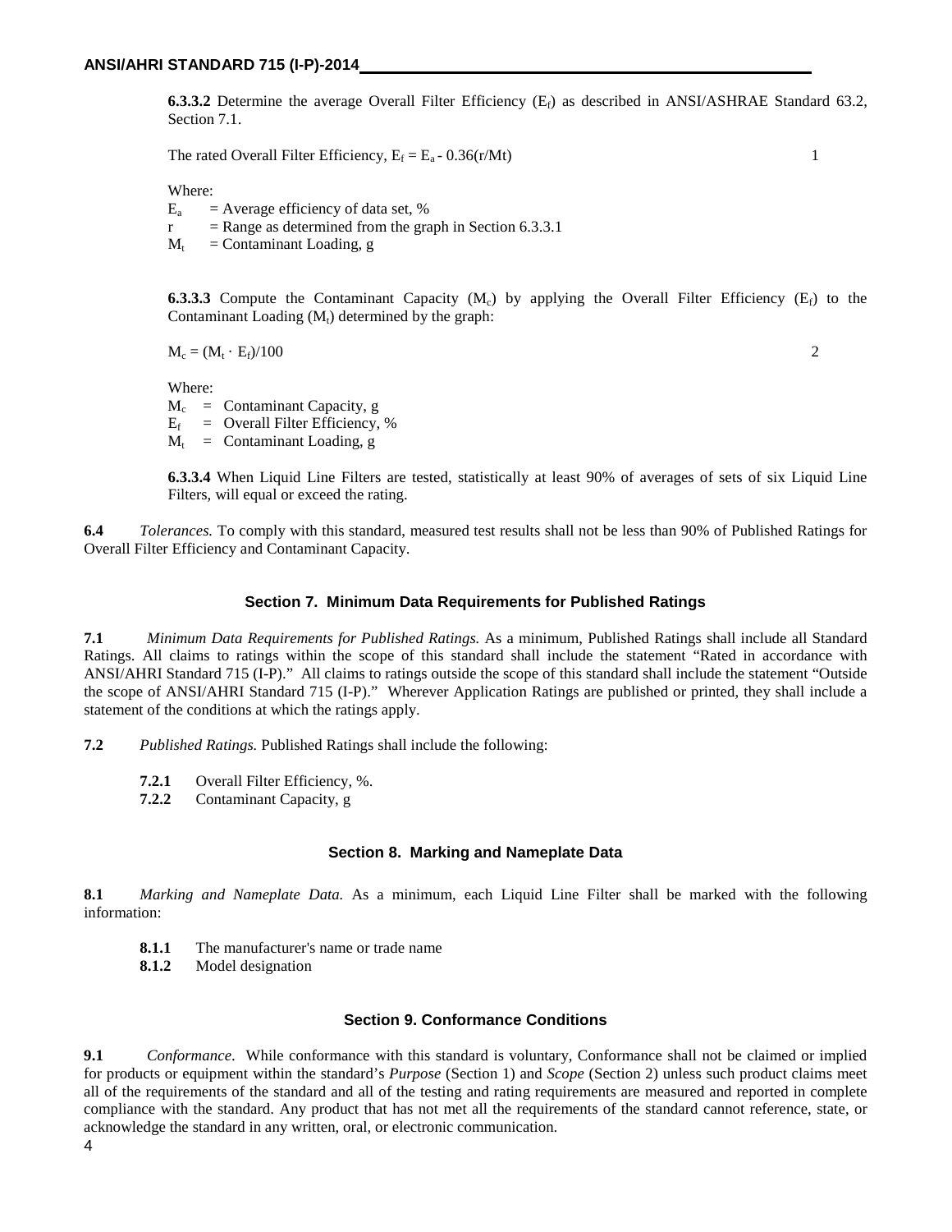**6.3.3.2** Determine the average Overall Filter Efficiency ($E_f$) as described in ANSI/ASHRAE Standard 63.2, Section 7.1.

The rated Overall Filter Efficiency, $E_f = E_a - 0.36(r/Mt)$ 1

Where:

$E_a$ = Average efficiency of data set, %
r = Range as determined from the graph in Section 6.3.3.1
$M_t$ = Contaminant Loading, g

**6.3.3.3** Compute the Contaminant Capacity ($M_c$) by applying the Overall Filter Efficiency ($E_f$) to the Contaminant Loading ($M_t$) determined by the graph:

$M_c = (M_t \cdot E_f)/100$ 2

Where:

$M_c$ = Contaminant Capacity, g
$E_f$ = Overall Filter Efficiency, %
$M_t$ = Contaminant Loading, g

**6.3.3.4** When Liquid Line Filters are tested, statistically at least 90% of averages of sets of six Liquid Line Filters, will equal or exceed the rating.

**6.4** *Tolerances.* To comply with this standard, measured test results shall not be less than 90% of Published Ratings for Overall Filter Efficiency and Contaminant Capacity.

## Section 7. Minimum Data Requirements for Published Ratings

**7.1** *Minimum Data Requirements for Published Ratings.* As a minimum, Published Ratings shall include all Standard Ratings. All claims to ratings within the scope of this standard shall include the statement "Rated in accordance with ANSI/AHRI Standard 715 (I-P)." All claims to ratings outside the scope of this standard shall include the statement "Outside the scope of ANSI/AHRI Standard 715 (I-P)." Wherever Application Ratings are published or printed, they shall include a statement of the conditions at which the ratings apply.

**7.2** *Published Ratings.* Published Ratings shall include the following:

**7.2.1** Overall Filter Efficiency, %.
**7.2.2** Contaminant Capacity, g

## Section 8. Marking and Nameplate Data

**8.1** *Marking and Nameplate Data.* As a minimum, each Liquid Line Filter shall be marked with the following information:

**8.1.1** The manufacturer's name or trade name
**8.1.2** Model designation

## Section 9. Conformance Conditions

**9.1** *Conformance*. While conformance with this standard is voluntary, Conformance shall not be claimed or implied for products or equipment within the standard's *Purpose* (Section 1) and *Scope* (Section 2) unless such product claims meet all of the requirements of the standard and all of the testing and rating requirements are measured and reported in complete compliance with the standard. Any product that has not met all the requirements of the standard cannot reference, state, or acknowledge the standard in any written, oral, or electronic communication.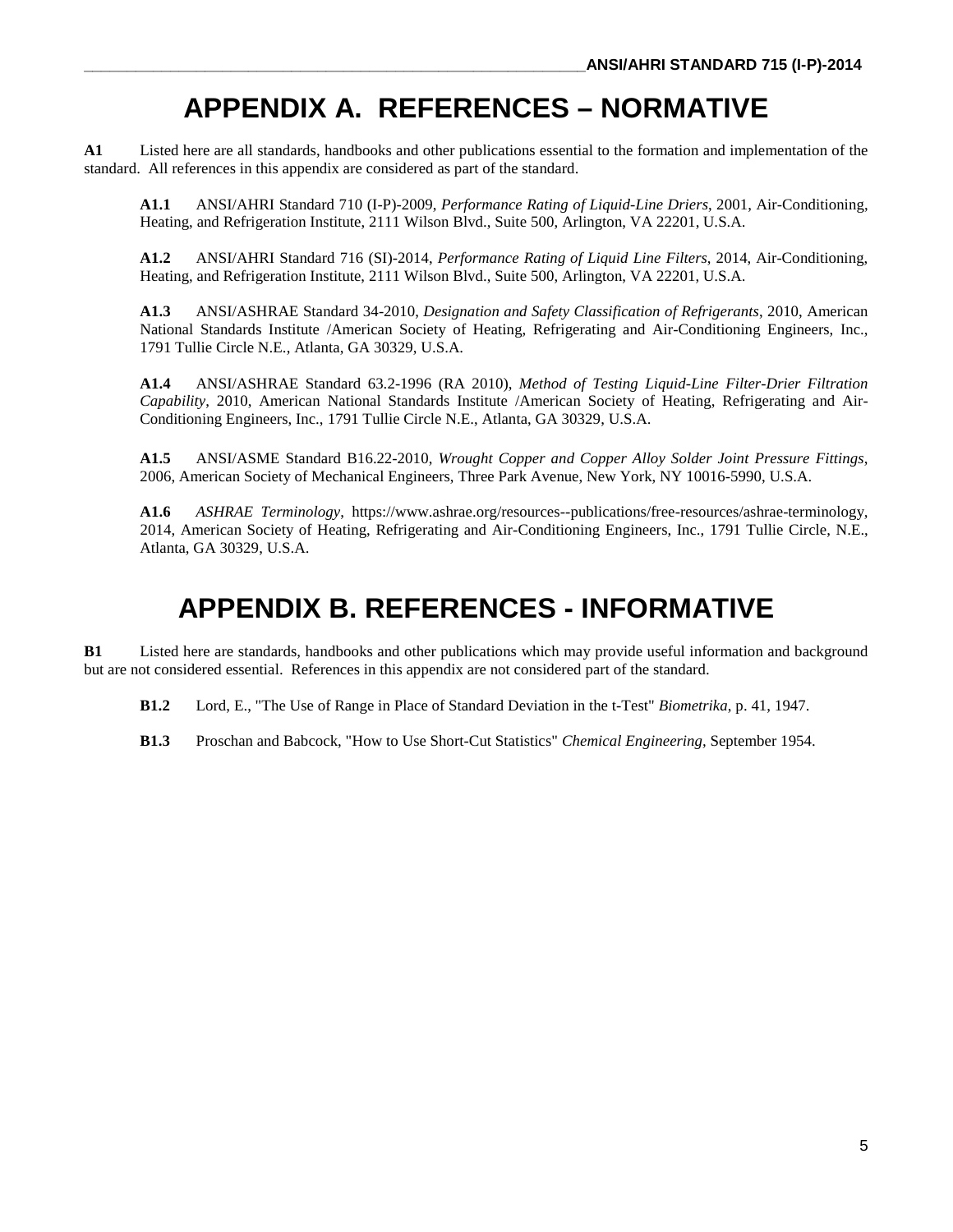# APPENDIX A. REFERENCES – NORMATIVE

**A1** Listed here are all standards, handbooks and other publications essential to the formation and implementation of the standard. All references in this appendix are considered as part of the standard.

**A1.1** ANSI/AHRI Standard 710 (I-P)-2009, *Performance Rating of Liquid-Line Driers*, 2001, Air-Conditioning, Heating, and Refrigeration Institute, 2111 Wilson Blvd., Suite 500, Arlington, VA 22201, U.S.A.

**A1.2** ANSI/AHRI Standard 716 (SI)-2014, *Performance Rating of Liquid Line Filters*, 2014, Air-Conditioning, Heating, and Refrigeration Institute, 2111 Wilson Blvd., Suite 500, Arlington, VA 22201, U.S.A.

**A1.3** ANSI/ASHRAE Standard 34-2010, *Designation and Safety Classification of Refrigerants*, 2010, American National Standards Institute /American Society of Heating, Refrigerating and Air-Conditioning Engineers, Inc., 1791 Tullie Circle N.E., Atlanta, GA 30329, U.S.A.

**A1.4** ANSI/ASHRAE Standard 63.2-1996 (RA 2010), *Method of Testing Liquid-Line Filter-Drier Filtration Capability*, 2010, American National Standards Institute /American Society of Heating, Refrigerating and Air-Conditioning Engineers, Inc., 1791 Tullie Circle N.E., Atlanta, GA 30329, U.S.A.

**A1.5** ANSI/ASME Standard B16.22-2010, *Wrought Copper and Copper Alloy Solder Joint Pressure Fittings*, 2006, American Society of Mechanical Engineers, Three Park Avenue, New York, NY 10016-5990, U.S.A.

**A1.6** *ASHRAE Terminology*, https://www.ashrae.org/resources--publications/free-resources/ashrae-terminology, 2014, American Society of Heating, Refrigerating and Air-Conditioning Engineers, Inc., 1791 Tullie Circle, N.E., Atlanta, GA 30329, U.S.A.

# APPENDIX B. REFERENCES - INFORMATIVE

**B1** Listed here are standards, handbooks and other publications which may provide useful information and background but are not considered essential. References in this appendix are not considered part of the standard.

**B1.2** Lord, E., "The Use of Range in Place of Standard Deviation in the t-Test" *Biometrika*, p. 41, 1947.

**B1.3** Proschan and Babcock, "How to Use Short-Cut Statistics" *Chemical Engineering*, September 1954.